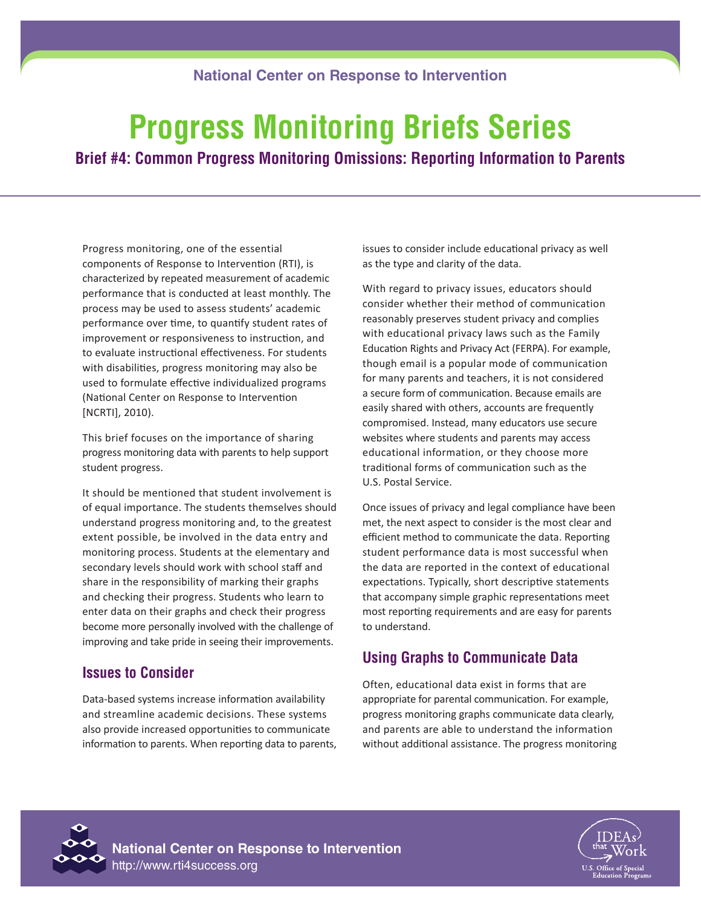National Center on Response to Intervention

# Progress Monitoring Briefs Series

## Brief #4: Common Progress Monitoring Omissions: Reporting Information to Parents

Progress monitoring, one of the essential components of Response to Intervention (RTI), is characterized by repeated measurement of academic performance that is conducted at least monthly. The process may be used to assess students' academic performance over time, to quantify student rates of improvement or responsiveness to instruction, and to evaluate instructional effectiveness. For students with disabilities, progress monitoring may also be used to formulate effective individualized programs (National Center on Response to Intervention [NCRTI], 2010).

This brief focuses on the importance of sharing progress monitoring data with parents to help support student progress.

It should be mentioned that student involvement is of equal importance. The students themselves should understand progress monitoring and, to the greatest extent possible, be involved in the data entry and monitoring process. Students at the elementary and secondary levels should work with school staff and share in the responsibility of marking their graphs and checking their progress. Students who learn to enter data on their graphs and check their progress become more personally involved with the challenge of improving and take pride in seeing their improvements.

### Issues to Consider

Data-based systems increase information availability and streamline academic decisions. These systems also provide increased opportunities to communicate information to parents. When reporting data to parents, issues to consider include educational privacy as well as the type and clarity of the data.

With regard to privacy issues, educators should consider whether their method of communication reasonably preserves student privacy and complies with educational privacy laws such as the Family Education Rights and Privacy Act (FERPA). For example, though email is a popular mode of communication for many parents and teachers, it is not considered a secure form of communication. Because emails are easily shared with others, accounts are frequently compromised. Instead, many educators use secure websites where students and parents may access educational information, or they choose more traditional forms of communication such as the U.S. Postal Service.

Once issues of privacy and legal compliance have been met, the next aspect to consider is the most clear and efficient method to communicate the data. Reporting student performance data is most successful when the data are reported in the context of educational expectations. Typically, short descriptive statements that accompany simple graphic representations meet most reporting requirements and are easy for parents to understand.

### Using Graphs to Communicate Data

Often, educational data exist in forms that are appropriate for parental communication. For example, progress monitoring graphs communicate data clearly, and parents are able to understand the information without additional assistance. The progress monitoring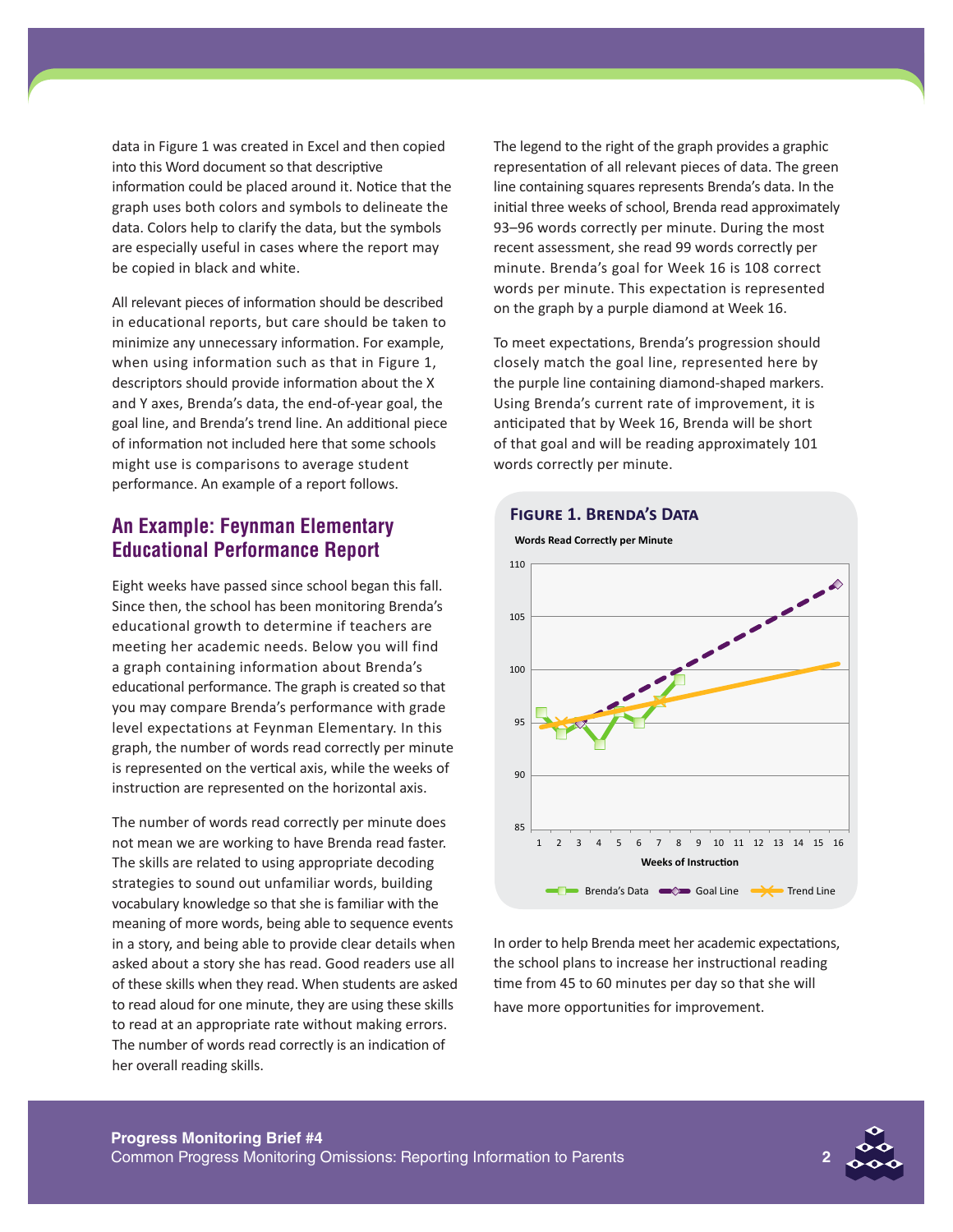data in Figure 1 was created in Excel and then copied into this Word document so that descriptive information could be placed around it. Notice that the graph uses both colors and symbols to delineate the data. Colors help to clarify the data, but the symbols are especially useful in cases where the report may be copied in black and white.

All relevant pieces of information should be described in educational reports, but care should be taken to minimize any unnecessary information. For example, when using information such as that in Figure 1, descriptors should provide information about the X and Y axes, Brenda's data, the end-of-year goal, the goal line, and Brenda's trend line. An additional piece of information not included here that some schools might use is comparisons to average student performance. An example of a report follows.

## An Example: Feynman Elementary Educational Performance Report

Eight weeks have passed since school began this fall. Since then, the school has been monitoring Brenda's educational growth to determine if teachers are meeting her academic needs. Below you will find a graph containing information about Brenda's educational performance. The graph is created so that you may compare Brenda's performance with grade level expectations at Feynman Elementary. In this graph, the number of words read correctly per minute is represented on the vertical axis, while the weeks of instruction are represented on the horizontal axis.

The number of words read correctly per minute does not mean we are working to have Brenda read faster. The skills are related to using appropriate decoding strategies to sound out unfamiliar words, building vocabulary knowledge so that she is familiar with the meaning of more words, being able to sequence events in a story, and being able to provide clear details when asked about a story she has read. Good readers use all of these skills when they read. When students are asked to read aloud for one minute, they are using these skills to read at an appropriate rate without making errors. The number of words read correctly is an indication of her overall reading skills.

The legend to the right of the graph provides a graphic representation of all relevant pieces of data. The green line containing squares represents Brenda's data. In the initial three weeks of school, Brenda read approximately 93–96 words correctly per minute. During the most recent assessment, she read 99 words correctly per minute. Brenda's goal for Week 16 is 108 correct words per minute. This expectation is represented on the graph by a purple diamond at Week 16.

To meet expectations, Brenda's progression should closely match the goal line, represented here by the purple line containing diamond-shaped markers. Using Brenda's current rate of improvement, it is anticipated that by Week 16, Brenda will be short of that goal and will be reading approximately 101 words correctly per minute.

### Figure 1. Brenda's Data

Words Read Correctly per Minute

Weeks of Instruction

Brenda's Data | Goal Line | Trend Line

In order to help Brenda meet her academic expectations, the school plans to increase her instructional reading time from 45 to 60 minutes per day so that she will have more opportunities for improvement.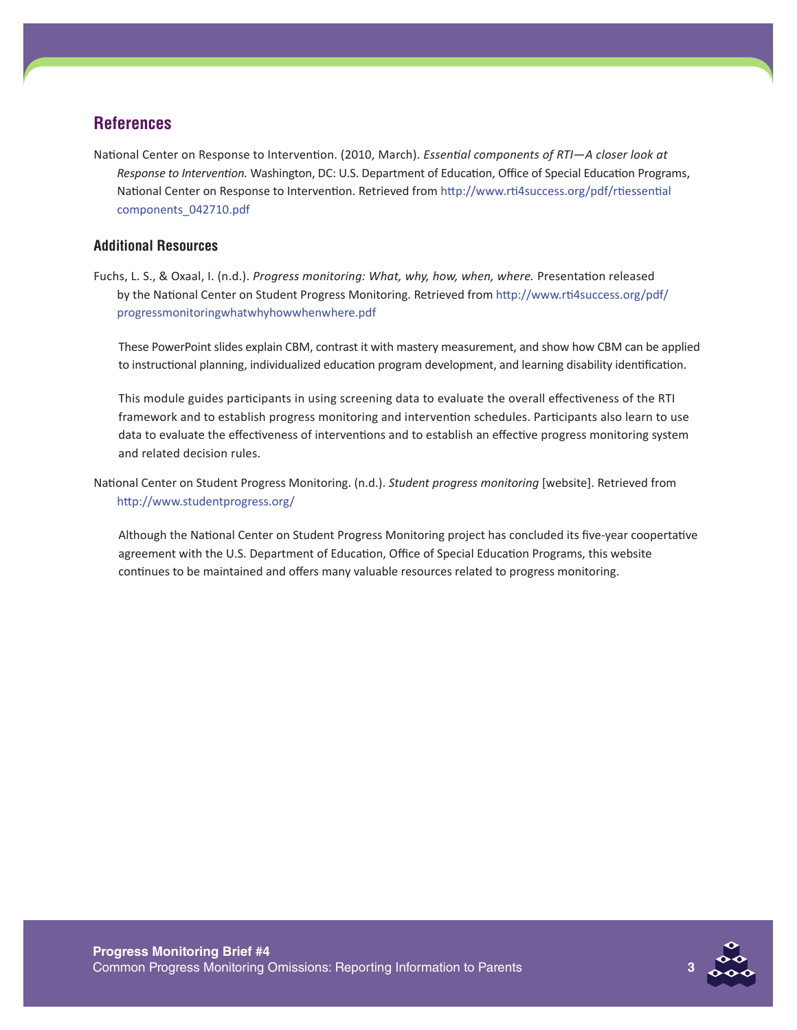## References

National Center on Response to Intervention. (2010, March). *Essential components of RTI—A closer look at Response to Intervention.* Washington, DC: U.S. Department of Education, Office of Special Education Programs, National Center on Response to Intervention. Retrieved from http://www.rti4success.org/pdf/rtiessentialcomponents_042710.pdf

### Additional Resources

Fuchs, L. S., & Oxaal, I. (n.d.). *Progress monitoring: What, why, how, when, where.* Presentation released by the National Center on Student Progress Monitoring. Retrieved from http://www.rti4success.org/pdf/progressmonitoringwhatwhyhowwhenwhere.pdf

These PowerPoint slides explain CBM, contrast it with mastery measurement, and show how CBM can be applied to instructional planning, individualized education program development, and learning disability identification.

This module guides participants in using screening data to evaluate the overall effectiveness of the RTI framework and to establish progress monitoring and intervention schedules. Participants also learn to use data to evaluate the effectiveness of interventions and to establish an effective progress monitoring system and related decision rules.

National Center on Student Progress Monitoring. (n.d.). *Student progress monitoring* [website]. Retrieved from http://www.studentprogress.org/

Although the National Center on Student Progress Monitoring project has concluded its five-year coopertative agreement with the U.S. Department of Education, Office of Special Education Programs, this website continues to be maintained and offers many valuable resources related to progress monitoring.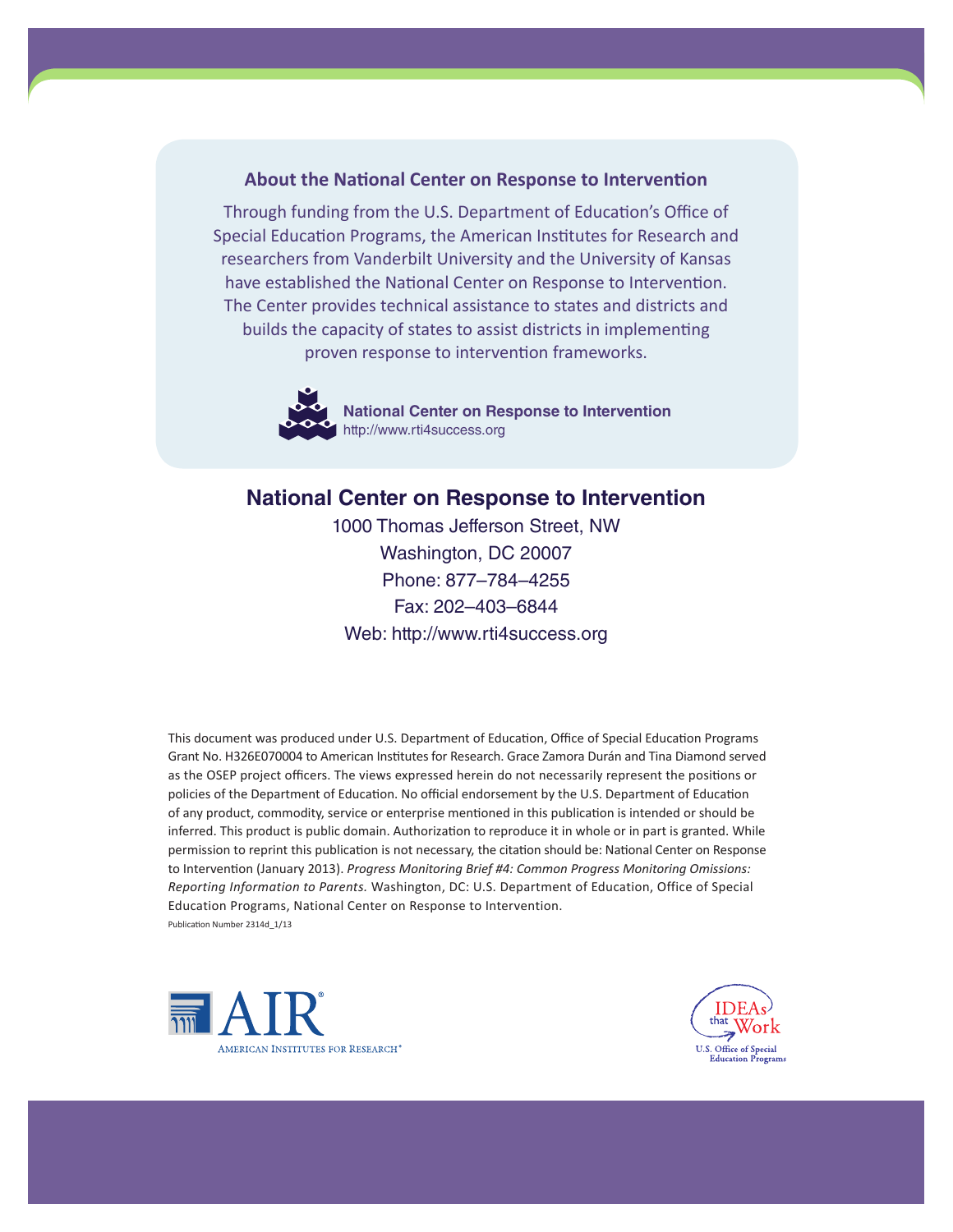## About the National Center on Response to Intervention

Through funding from the U.S. Department of Education's Office of Special Education Programs, the American Institutes for Research and researchers from Vanderbilt University and the University of Kansas have established the National Center on Response to Intervention. The Center provides technical assistance to states and districts and builds the capacity of states to assist districts in implementing proven response to intervention frameworks.

**National Center on Response to Intervention**
http://www.rti4success.org

## National Center on Response to Intervention

1000 Thomas Jefferson Street, NW
Washington, DC 20007
Phone: 877–784–4255
Fax: 202–403–6844
Web: http://www.rti4success.org

This document was produced under U.S. Department of Education, Office of Special Education Programs Grant No. H326E070004 to American Institutes for Research. Grace Zamora Durán and Tina Diamond served as the OSEP project officers. The views expressed herein do not necessarily represent the positions or policies of the Department of Education. No official endorsement by the U.S. Department of Education of any product, commodity, service or enterprise mentioned in this publication is intended or should be inferred. This product is public domain. Authorization to reproduce it in whole or in part is granted. While permission to reprint this publication is not necessary, the citation should be: National Center on Response to Intervention (January 2013). *Progress Monitoring Brief #4: Common Progress Monitoring Omissions: Reporting Information to Parents.* Washington, DC: U.S. Department of Education, Office of Special Education Programs, National Center on Response to Intervention.

Publication Number 2314d_1/13

AIR®
American Institutes for Research®

IDEAs that Work
U.S. Office of Special Education Programs